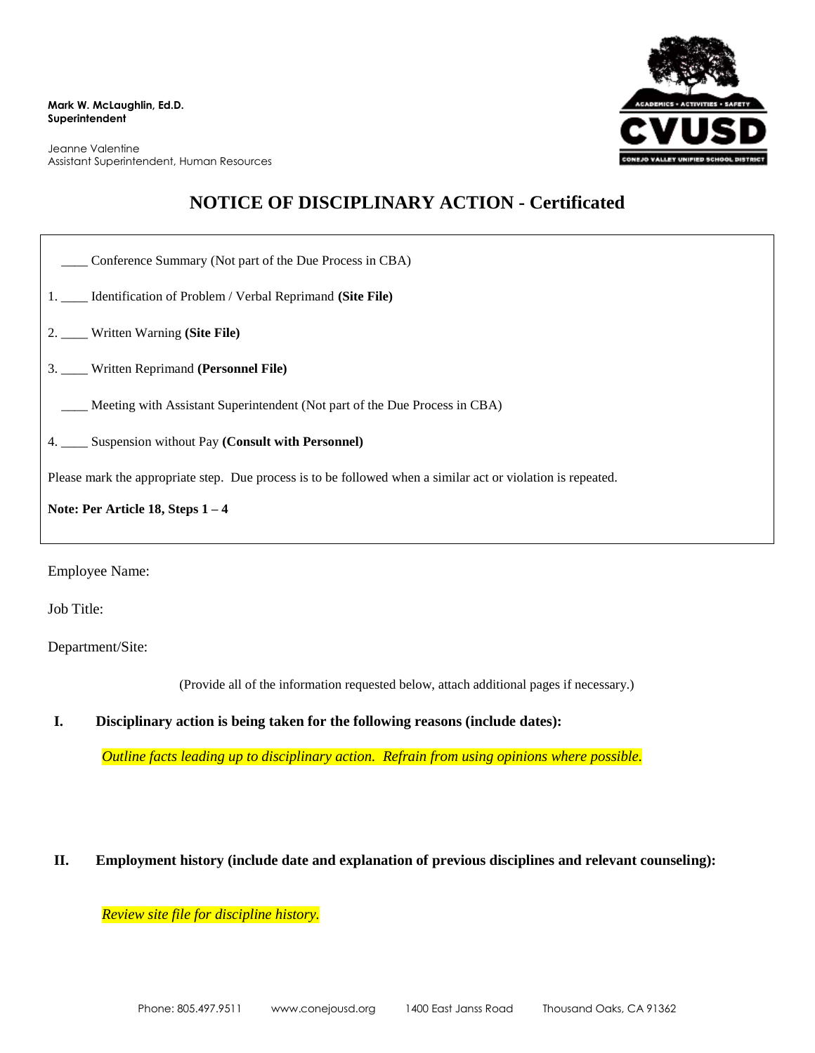**Mark W. McLaughlin, Ed.D.**
**Superintendent**

Jeanne Valentine
Assistant Superintendent, Human Resources

# NOTICE OF DISCIPLINARY ACTION - Certificated

____ Conference Summary (Not part of the Due Process in CBA)

1. ____ Identification of Problem / Verbal Reprimand **(Site File)**

2. ____ Written Warning **(Site File)**

3. ____ Written Reprimand **(Personnel File)**

____ Meeting with Assistant Superintendent (Not part of the Due Process in CBA)

4. ____ Suspension without Pay **(Consult with Personnel)**

Please mark the appropriate step. Due process is to be followed when a similar act or violation is repeated.

**Note: Per Article 18, Steps 1 – 4**

Employee Name:

Job Title:

Department/Site:

(Provide all of the information requested below, attach additional pages if necessary.)

**I. Disciplinary action is being taken for the following reasons (include dates):**

*Outline facts leading up to disciplinary action. Refrain from using opinions where possible.*

**II. Employment history (include date and explanation of previous disciplines and relevant counseling):**

*Review site file for discipline history.*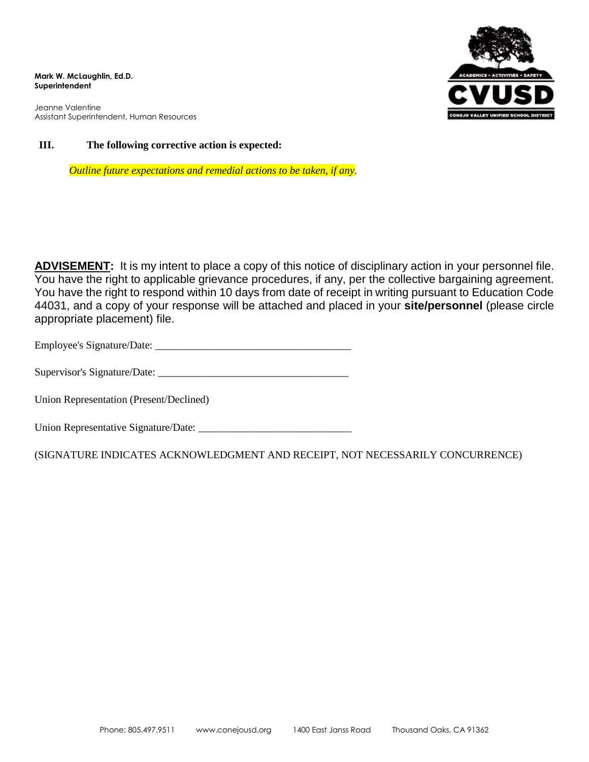**Mark W. McLaughlin, Ed.D.**
**Superintendent**

Jeanne Valentine
Assistant Superintendent, Human Resources

**III. The following corrective action is expected:**

*Outline future expectations and remedial actions to be taken, if any.*

**ADVISEMENT:** It is my intent to place a copy of this notice of disciplinary action in your personnel file. You have the right to applicable grievance procedures, if any, per the collective bargaining agreement. You have the right to respond within 10 days from date of receipt in writing pursuant to Education Code 44031, and a copy of your response will be attached and placed in your **site/personnel** (please circle appropriate placement) file.

Employee's Signature/Date: _____________________________________

Supervisor's Signature/Date: ____________________________________

Union Representation (Present/Declined)

Union Representative Signature/Date: _____________________________

(SIGNATURE INDICATES ACKNOWLEDGMENT AND RECEIPT, NOT NECESSARILY CONCURRENCE)

Phone: 805.497.9511 www.conejousd.org 1400 East Janss Road Thousand Oaks, CA 91362